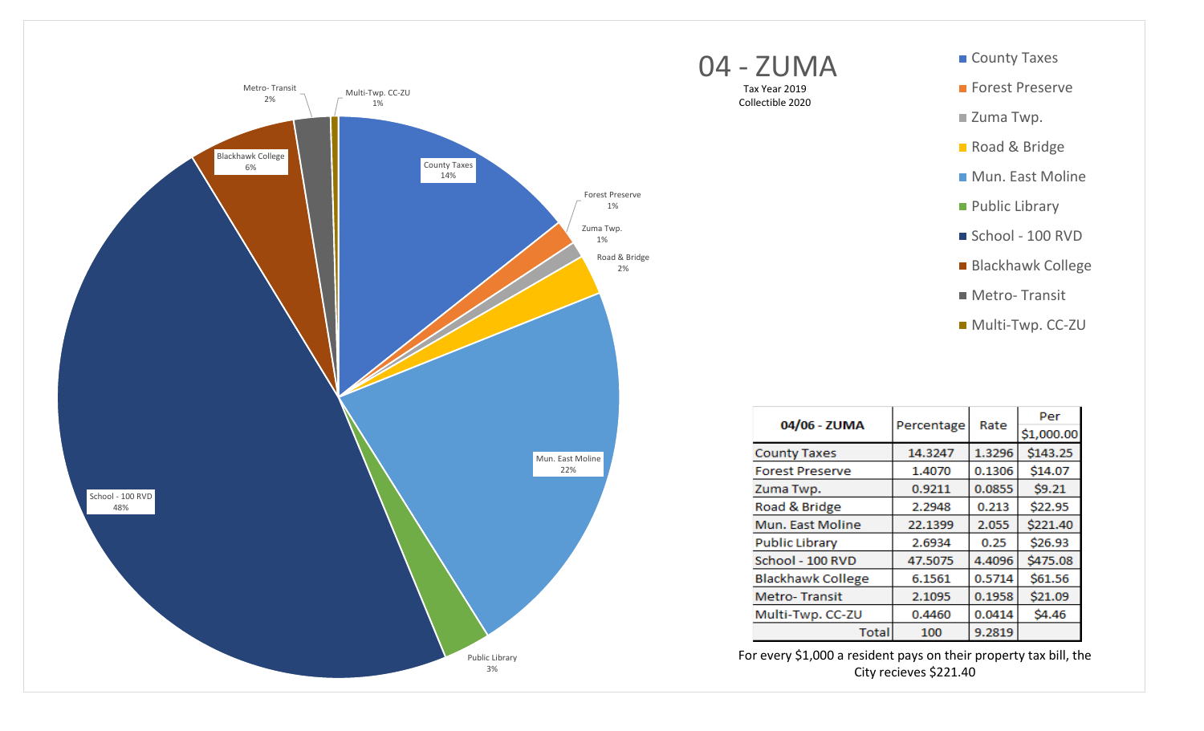# 04 - ZUMA

Tax Year 2019
Collectible 2020

| 04/06 - ZUMA | Percentage | Rate | Per $1,000.00 |
|---|---|---|---|
| County Taxes | 14.3247 | 1.3296 | $143.25 |
| Forest Preserve | 1.4070 | 0.1306 | $14.07 |
| Zuma Twp. | 0.9211 | 0.0855 | $9.21 |
| Road & Bridge | 2.2948 | 0.213 | $22.95 |
| Mun. East Moline | 22.1399 | 2.055 | $221.40 |
| Public Library | 2.6934 | 0.25 | $26.93 |
| School - 100 RVD | 47.5075 | 4.4096 | $475.08 |
| Blackhawk College | 6.1561 | 0.5714 | $61.56 |
| Metro- Transit | 2.1095 | 0.1958 | $21.09 |
| Multi-Twp. CC-ZU | 0.4460 | 0.0414 | $4.46 |
| Total | 100 | 9.2819 | |

For every $1,000 a resident pays on their property tax bill, the City recieves $221.40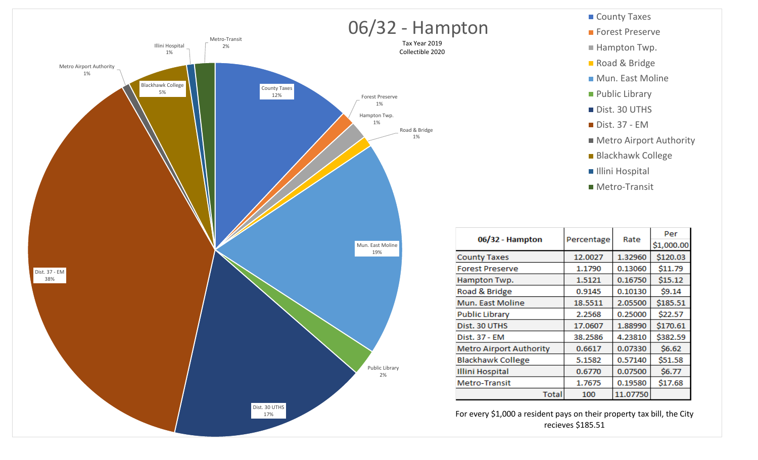# 06/32 - Hampton

Tax Year 2019
Collectible 2020

| 06/32 - Hampton | Percentage | Rate | Per $1,000.00 |
|---|---|---|---|
| County Taxes | 12.0027 | 1.32960 | $120.03 |
| Forest Preserve | 1.1790 | 0.13060 | $11.79 |
| Hampton Twp. | 1.5121 | 0.16750 | $15.12 |
| Road & Bridge | 0.9145 | 0.10130 | $9.14 |
| Mun. East Moline | 18.5511 | 2.05500 | $185.51 |
| Public Library | 2.2568 | 0.25000 | $22.57 |
| Dist. 30 UTHS | 17.0607 | 1.88990 | $170.61 |
| Dist. 37 - EM | 38.2586 | 4.23810 | $382.59 |
| Metro Airport Authority | 0.6617 | 0.07330 | $6.62 |
| Blackhawk College | 5.1582 | 0.57140 | $51.58 |
| Illini Hospital | 0.6770 | 0.07500 | $6.77 |
| Metro-Transit | 1.7675 | 0.19580 | $17.68 |
| Total | 100 | 11.07750 | |

For every $1,000 a resident pays on their property tax bill, the City recieves $185.51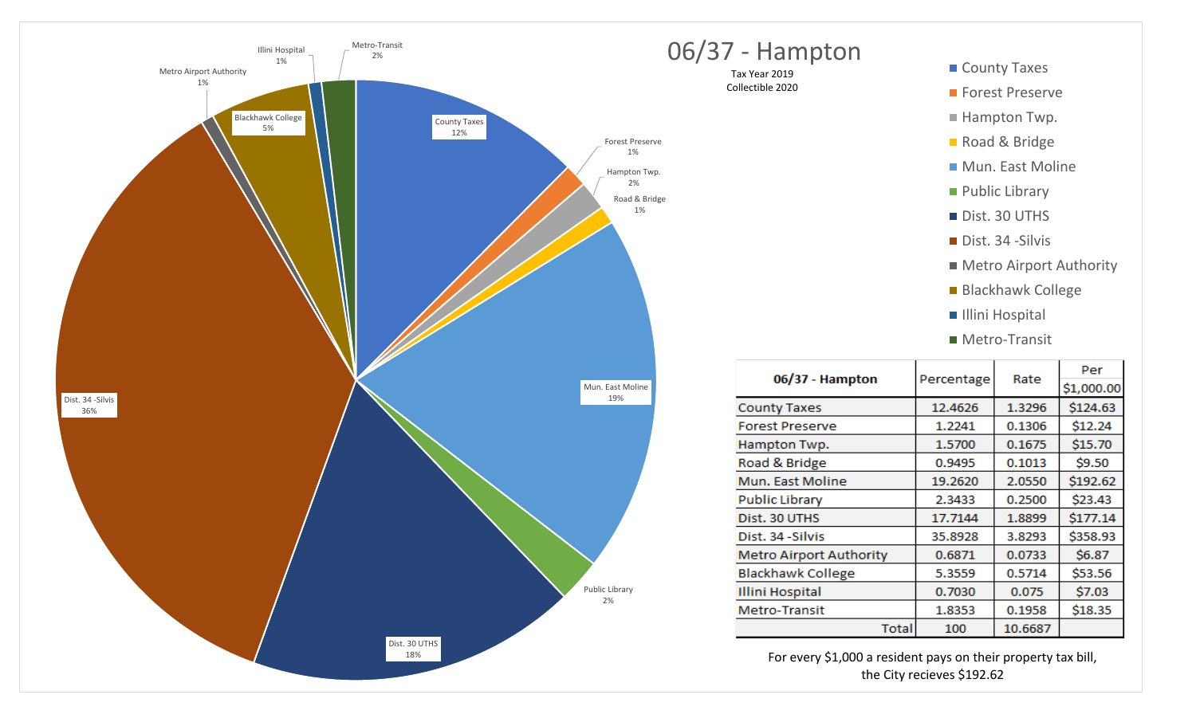# 06/37 - Hampton

Tax Year 2019
Collectible 2020

| 06/37 - Hampton | Percentage | Rate | Per $1,000.00 |
|---|---|---|---|
| County Taxes | 12.4626 | 1.3296 | $124.63 |
| Forest Preserve | 1.2241 | 0.1306 | $12.24 |
| Hampton Twp. | 1.5700 | 0.1675 | $15.70 |
| Road & Bridge | 0.9495 | 0.1013 | $9.50 |
| Mun. East Moline | 19.2620 | 2.0550 | $192.62 |
| Public Library | 2.3433 | 0.2500 | $23.43 |
| Dist. 30 UTHS | 17.7144 | 1.8899 | $177.14 |
| Dist. 34 -Silvis | 35.8928 | 3.8293 | $358.93 |
| Metro Airport Authority | 0.6871 | 0.0733 | $6.87 |
| Blackhawk College | 5.3559 | 0.5714 | $53.56 |
| Illini Hospital | 0.7030 | 0.075 | $7.03 |
| Metro-Transit | 1.8353 | 0.1958 | $18.35 |
| Total | 100 | 10.6687 | |

For every $1,000 a resident pays on their property tax bill, the City recieves $192.62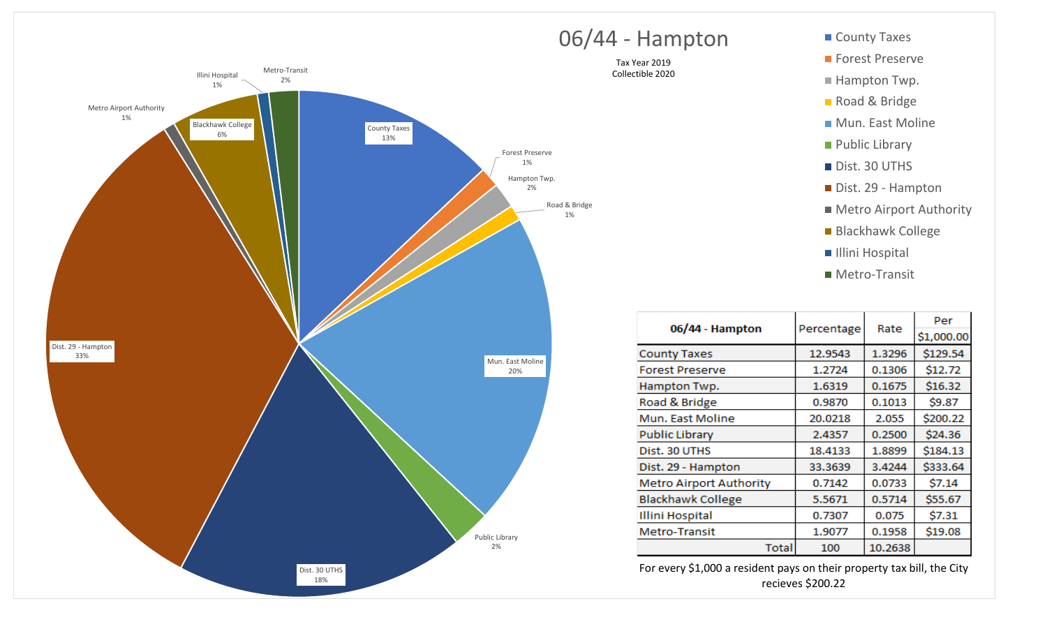# 06/44 - Hampton

Tax Year 2019
Collectible 2020

| 06/44 - Hampton | Percentage | Rate | Per $1,000.00 |
|---|---|---|---|
| County Taxes | 12.9543 | 1.3296 | $129.54 |
| Forest Preserve | 1.2724 | 0.1306 | $12.72 |
| Hampton Twp. | 1.6319 | 0.1675 | $16.32 |
| Road & Bridge | 0.9870 | 0.1013 | $9.87 |
| Mun. East Moline | 20.0218 | 2.055 | $200.22 |
| Public Library | 2.4357 | 0.2500 | $24.36 |
| Dist. 30 UTHS | 18.4133 | 1.8899 | $184.13 |
| Dist. 29 - Hampton | 33.3639 | 3.4244 | $333.64 |
| Metro Airport Authority | 0.7142 | 0.0733 | $7.14 |
| Blackhawk College | 5.5671 | 0.5714 | $55.67 |
| Illini Hospital | 0.7307 | 0.075 | $7.31 |
| Metro-Transit | 1.9077 | 0.1958 | $19.08 |
| Total | 100 | 10.2638 | |

For every $1,000 a resident pays on their property tax bill, the City recieves $200.22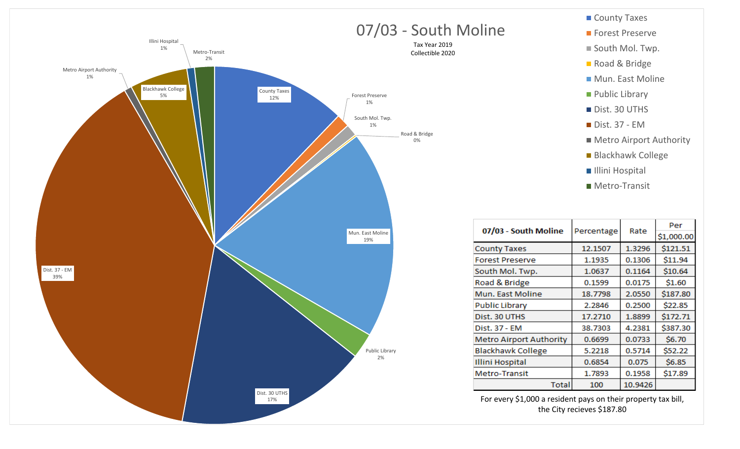# 07/03 - South Moline

Tax Year 2019
Collectible 2020

| 07/03 - South Moline | Percentage | Rate | Per $1,000.00 |
|---|---|---|---|
| County Taxes | 12.1507 | 1.3296 | $121.51 |
| Forest Preserve | 1.1935 | 0.1306 | $11.94 |
| South Mol. Twp. | 1.0637 | 0.1164 | $10.64 |
| Road & Bridge | 0.1599 | 0.0175 | $1.60 |
| Mun. East Moline | 18.7798 | 2.0550 | $187.80 |
| Public Library | 2.2846 | 0.2500 | $22.85 |
| Dist. 30 UTHS | 17.2710 | 1.8899 | $172.71 |
| Dist. 37 - EM | 38.7303 | 4.2381 | $387.30 |
| Metro Airport Authority | 0.6699 | 0.0733 | $6.70 |
| Blackhawk College | 5.2218 | 0.5714 | $52.22 |
| Illini Hospital | 0.6854 | 0.075 | $6.85 |
| Metro-Transit | 1.7893 | 0.1958 | $17.89 |
| Total | 100 | 10.9426 | |

For every $1,000 a resident pays on their property tax bill, the City recieves $187.80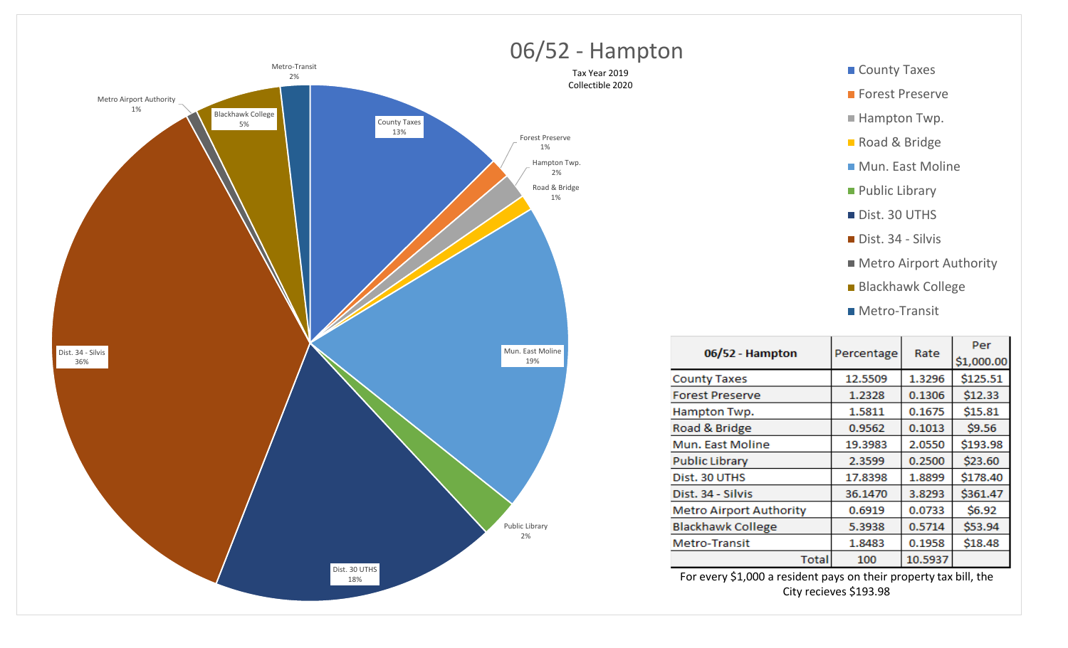# 06/52 - Hampton

Tax Year 2019
Collectible 2020

County Taxes 13%
Forest Preserve 1%
Hampton Twp. 2%
Road & Bridge 1%
Mun. East Moline 19%
Public Library 2%
Dist. 30 UTHS 18%
Dist. 34 - Silvis 36%
Metro Airport Authority 1%
Blackhawk College 5%
Metro-Transit 2%

| 06/52 - Hampton | Percentage | Rate | Per $1,000.00 |
|---|---|---|---|
| County Taxes | 12.5509 | 1.3296 | $125.51 |
| Forest Preserve | 1.2328 | 0.1306 | $12.33 |
| Hampton Twp. | 1.5811 | 0.1675 | $15.81 |
| Road & Bridge | 0.9562 | 0.1013 | $9.56 |
| Mun. East Moline | 19.3983 | 2.0550 | $193.98 |
| Public Library | 2.3599 | 0.2500 | $23.60 |
| Dist. 30 UTHS | 17.8398 | 1.8899 | $178.40 |
| Dist. 34 - Silvis | 36.1470 | 3.8293 | $361.47 |
| Metro Airport Authority | 0.6919 | 0.0733 | $6.92 |
| Blackhawk College | 5.3938 | 0.5714 | $53.94 |
| Metro-Transit | 1.8483 | 0.1958 | $18.48 |
| Total | 100 | 10.5937 | |

For every $1,000 a resident pays on their property tax bill, the City recieves $193.98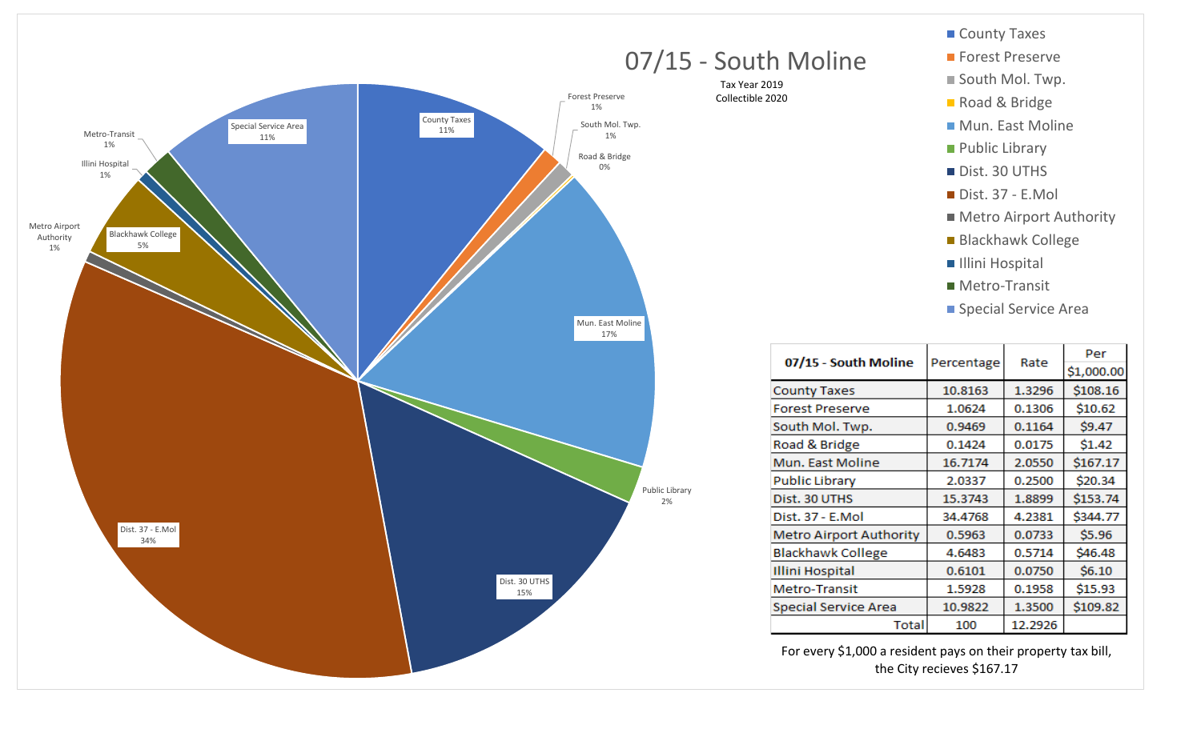# 07/15 - South Moline

Tax Year 2019
Collectible 2020

County Taxes 11%
Forest Preserve 1%
South Mol. Twp. 1%
Road & Bridge 0%
Mun. East Moline 17%
Public Library 2%
Dist. 30 UTHS 15%
Dist. 37 - E.Mol 34%
Metro Airport Authority 1%
Blackhawk College 5%
Illini Hospital 1%
Metro-Transit 1%
Special Service Area 11%

County Taxes
Forest Preserve
South Mol. Twp.
Road & Bridge
Mun. East Moline
Public Library
Dist. 30 UTHS
Dist. 37 - E.Mol
Metro Airport Authority
Blackhawk College
Illini Hospital
Metro-Transit
Special Service Area

| 07/15 - South Moline | Percentage | Rate | Per $1,000.00 |
|---|---|---|---|
| County Taxes | 10.8163 | 1.3296 | $108.16 |
| Forest Preserve | 1.0624 | 0.1306 | $10.62 |
| South Mol. Twp. | 0.9469 | 0.1164 | $9.47 |
| Road & Bridge | 0.1424 | 0.0175 | $1.42 |
| Mun. East Moline | 16.7174 | 2.0550 | $167.17 |
| Public Library | 2.0337 | 0.2500 | $20.34 |
| Dist. 30 UTHS | 15.3743 | 1.8899 | $153.74 |
| Dist. 37 - E.Mol | 34.4768 | 4.2381 | $344.77 |
| Metro Airport Authority | 0.5963 | 0.0733 | $5.96 |
| Blackhawk College | 4.6483 | 0.5714 | $46.48 |
| Illini Hospital | 0.6101 | 0.0750 | $6.10 |
| Metro-Transit | 1.5928 | 0.1958 | $15.93 |
| Special Service Area | 10.9822 | 1.3500 | $109.82 |
| Total | 100 | 12.2926 | |

For every $1,000 a resident pays on their property tax bill, the City recieves $167.17